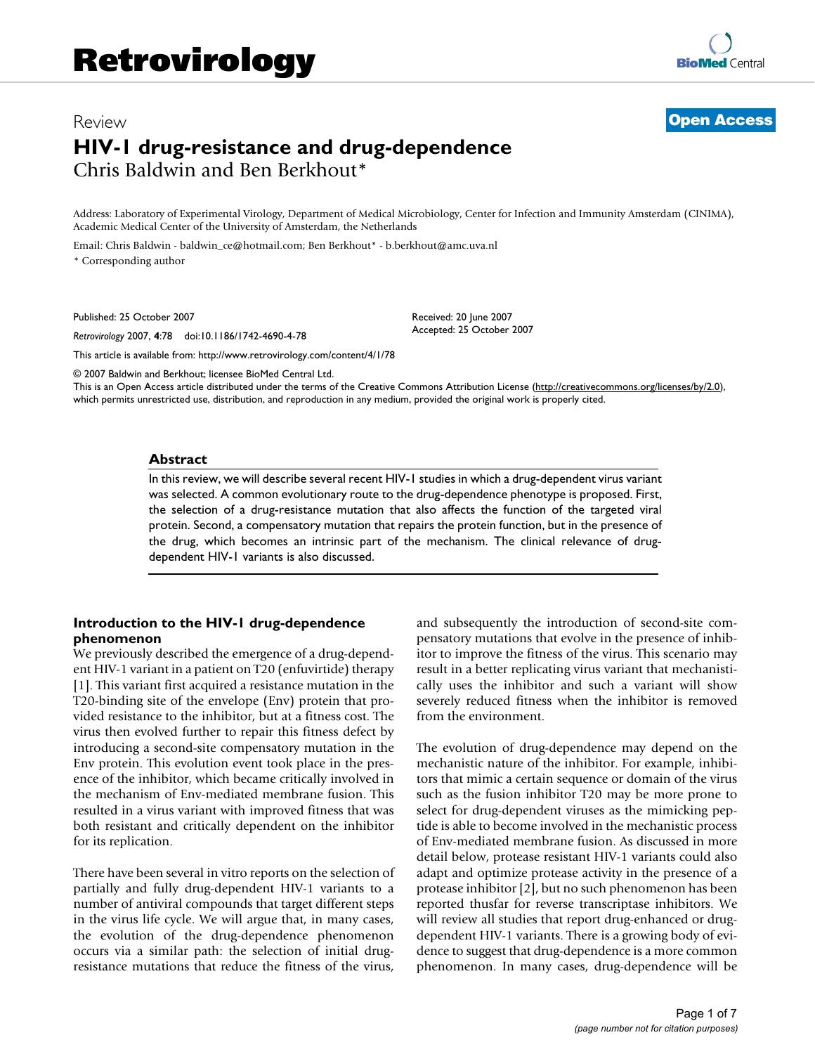Retrovirology

Review

**Open Access**

# HIV-1 drug-resistance and drug-dependence

Chris Baldwin and Ben Berkhout*

Address: Laboratory of Experimental Virology, Department of Medical Microbiology, Center for Infection and Immunity Amsterdam (CINIMA), Academic Medical Center of the University of Amsterdam, the Netherlands

Email: Chris Baldwin - baldwin_ce@hotmail.com; Ben Berkhout* - b.berkhout@amc.uva.nl

* Corresponding author

Published: 25 October 2007

*Retrovirology* 2007, **4**:78 doi:10.1186/1742-4690-4-78

Received: 20 June 2007
Accepted: 25 October 2007

This article is available from: http://www.retrovirology.com/content/4/1/78

© 2007 Baldwin and Berkhout; licensee BioMed Central Ltd.
This is an Open Access article distributed under the terms of the Creative Commons Attribution License (http://creativecommons.org/licenses/by/2.0), which permits unrestricted use, distribution, and reproduction in any medium, provided the original work is properly cited.

## Abstract

In this review, we will describe several recent HIV-1 studies in which a drug-dependent virus variant was selected. A common evolutionary route to the drug-dependence phenotype is proposed. First, the selection of a drug-resistance mutation that also affects the function of the targeted viral protein. Second, a compensatory mutation that repairs the protein function, but in the presence of the drug, which becomes an intrinsic part of the mechanism. The clinical relevance of drug-dependent HIV-1 variants is also discussed.

## Introduction to the HIV-1 drug-dependence phenomenon

We previously described the emergence of a drug-dependent HIV-1 variant in a patient on T20 (enfuvirtide) therapy [1]. This variant first acquired a resistance mutation in the T20-binding site of the envelope (Env) protein that provided resistance to the inhibitor, but at a fitness cost. The virus then evolved further to repair this fitness defect by introducing a second-site compensatory mutation in the Env protein. This evolution event took place in the presence of the inhibitor, which became critically involved in the mechanism of Env-mediated membrane fusion. This resulted in a virus variant with improved fitness that was both resistant and critically dependent on the inhibitor for its replication.

There have been several in vitro reports on the selection of partially and fully drug-dependent HIV-1 variants to a number of antiviral compounds that target different steps in the virus life cycle. We will argue that, in many cases, the evolution of the drug-dependence phenomenon occurs via a similar path: the selection of initial drug-resistance mutations that reduce the fitness of the virus, and subsequently the introduction of second-site compensatory mutations that evolve in the presence of inhibitor to improve the fitness of the virus. This scenario may result in a better replicating virus variant that mechanistically uses the inhibitor and such a variant will show severely reduced fitness when the inhibitor is removed from the environment.

The evolution of drug-dependence may depend on the mechanistic nature of the inhibitor. For example, inhibitors that mimic a certain sequence or domain of the virus such as the fusion inhibitor T20 may be more prone to select for drug-dependent viruses as the mimicking peptide is able to become involved in the mechanistic process of Env-mediated membrane fusion. As discussed in more detail below, protease resistant HIV-1 variants could also adapt and optimize protease activity in the presence of a protease inhibitor [2], but no such phenomenon has been reported thusfar for reverse transcriptase inhibitors. We will review all studies that report drug-enhanced or drug-dependent HIV-1 variants. There is a growing body of evidence to suggest that drug-dependence is a more common phenomenon. In many cases, drug-dependence will be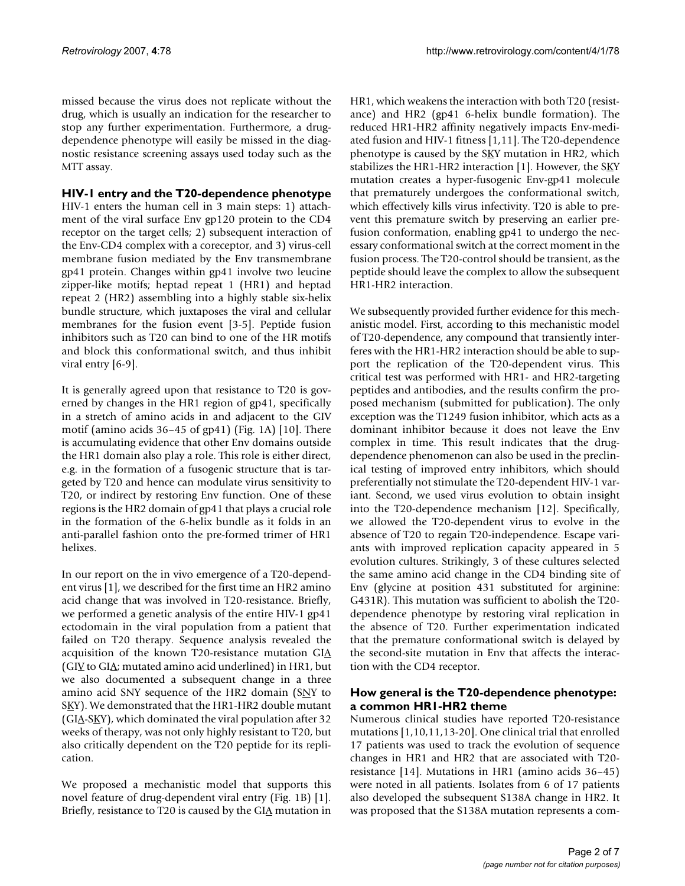missed because the virus does not replicate without the drug, which is usually an indication for the researcher to stop any further experimentation. Furthermore, a drug-dependence phenotype will easily be missed in the diagnostic resistance screening assays used today such as the MTT assay.

## HIV-1 entry and the T20-dependence phenotype

HIV-1 enters the human cell in 3 main steps: 1) attachment of the viral surface Env gp120 protein to the CD4 receptor on the target cells; 2) subsequent interaction of the Env-CD4 complex with a coreceptor, and 3) virus-cell membrane fusion mediated by the Env transmembrane gp41 protein. Changes within gp41 involve two leucine zipper-like motifs; heptad repeat 1 (HR1) and heptad repeat 2 (HR2) assembling into a highly stable six-helix bundle structure, which juxtaposes the viral and cellular membranes for the fusion event [3-5]. Peptide fusion inhibitors such as T20 can bind to one of the HR motifs and block this conformational switch, and thus inhibit viral entry [6-9].

It is generally agreed upon that resistance to T20 is governed by changes in the HR1 region of gp41, specifically in a stretch of amino acids in and adjacent to the GIV motif (amino acids 36–45 of gp41) (Fig. 1A) [10]. There is accumulating evidence that other Env domains outside the HR1 domain also play a role. This role is either direct, e.g. in the formation of a fusogenic structure that is targeted by T20 and hence can modulate virus sensitivity to T20, or indirect by restoring Env function. One of these regions is the HR2 domain of gp41 that plays a crucial role in the formation of the 6-helix bundle as it folds in an anti-parallel fashion onto the pre-formed trimer of HR1 helixes.

In our report on the in vivo emergence of a T20-dependent virus [1], we described for the first time an HR2 amino acid change that was involved in T20-resistance. Briefly, we performed a genetic analysis of the entire HIV-1 gp41 ectodomain in the viral population from a patient that failed on T20 therapy. Sequence analysis revealed the acquisition of the known T20-resistance mutation GI<u>A</u> (GI<u>V</u> to GI<u>A</u>; mutated amino acid underlined) in HR1, but we also documented a subsequent change in a three amino acid SNY sequence of the HR2 domain (S<u>N</u>Y to S<u>K</u>Y). We demonstrated that the HR1-HR2 double mutant (GI<u>A</u>-S<u>K</u>Y), which dominated the viral population after 32 weeks of therapy, was not only highly resistant to T20, but also critically dependent on the T20 peptide for its replication.

We proposed a mechanistic model that supports this novel feature of drug-dependent viral entry (Fig. 1B) [1]. Briefly, resistance to T20 is caused by the GI<u>A</u> mutation in HR1, which weakens the interaction with both T20 (resistance) and HR2 (gp41 6-helix bundle formation). The reduced HR1-HR2 affinity negatively impacts Env-mediated fusion and HIV-1 fitness [1,11]. The T20-dependence phenotype is caused by the S<u>K</u>Y mutation in HR2, which stabilizes the HR1-HR2 interaction [1]. However, the S<u>K</u>Y mutation creates a hyper-fusogenic Env-gp41 molecule that prematurely undergoes the conformational switch, which effectively kills virus infectivity. T20 is able to prevent this premature switch by preserving an earlier pre-fusion conformation, enabling gp41 to undergo the necessary conformational switch at the correct moment in the fusion process. The T20-control should be transient, as the peptide should leave the complex to allow the subsequent HR1-HR2 interaction.

We subsequently provided further evidence for this mechanistic model. First, according to this mechanistic model of T20-dependence, any compound that transiently interferes with the HR1-HR2 interaction should be able to support the replication of the T20-dependent virus. This critical test was performed with HR1- and HR2-targeting peptides and antibodies, and the results confirm the proposed mechanism (submitted for publication). The only exception was the T1249 fusion inhibitor, which acts as a dominant inhibitor because it does not leave the Env complex in time. This result indicates that the drug-dependence phenomenon can also be used in the preclinical testing of improved entry inhibitors, which should preferentially not stimulate the T20-dependent HIV-1 variant. Second, we used virus evolution to obtain insight into the T20-dependence mechanism [12]. Specifically, we allowed the T20-dependent virus to evolve in the absence of T20 to regain T20-independence. Escape variants with improved replication capacity appeared in 5 evolution cultures. Strikingly, 3 of these cultures selected the same amino acid change in the CD4 binding site of Env (glycine at position 431 substituted for arginine: G431R). This mutation was sufficient to abolish the T20-dependence phenotype by restoring viral replication in the absence of T20. Further experimentation indicated that the premature conformational switch is delayed by the second-site mutation in Env that affects the interaction with the CD4 receptor.

## How general is the T20-dependence phenotype: a common HR1-HR2 theme

Numerous clinical studies have reported T20-resistance mutations [1,10,11,13-20]. One clinical trial that enrolled 17 patients was used to track the evolution of sequence changes in HR1 and HR2 that are associated with T20-resistance [14]. Mutations in HR1 (amino acids 36–45) were noted in all patients. Isolates from 6 of 17 patients also developed the subsequent S138A change in HR2. It was proposed that the S138A mutation represents a com-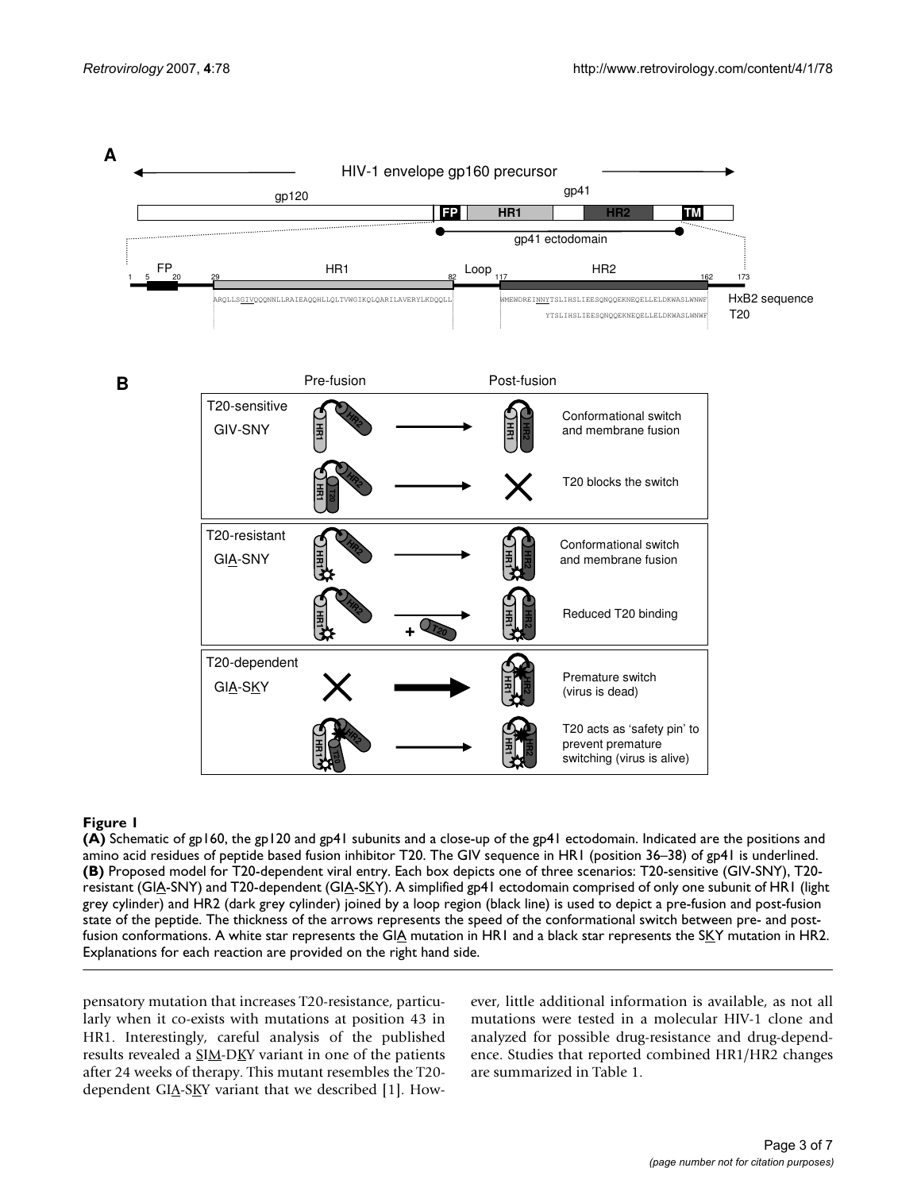**Figure 1**

**(A)** Schematic of gp160, the gp120 and gp41 subunits and a close-up of the gp41 ectodomain. Indicated are the positions and amino acid residues of peptide based fusion inhibitor T20. The GIV sequence in HR1 (position 36–38) of gp41 is underlined. **(B)** Proposed model for T20-dependent viral entry. Each box depicts one of three scenarios: T20-sensitive (GIV-SNY), T20-resistant (GIA-SNY) and T20-dependent (GIA-SKY). A simplified gp41 ectodomain comprised of only one subunit of HR1 (light grey cylinder) and HR2 (dark grey cylinder) joined by a loop region (black line) is used to depict a pre-fusion and post-fusion state of the peptide. The thickness of the arrows represents the speed of the conformational switch between pre- and post-fusion conformations. A white star represents the GIA mutation in HR1 and a black star represents the SKY mutation in HR2. Explanations for each reaction are provided on the right hand side.

pensatory mutation that increases T20-resistance, particularly when it co-exists with mutations at position 43 in HR1. Interestingly, careful analysis of the published results revealed a SIM-DKY variant in one of the patients after 24 weeks of therapy. This mutant resembles the T20-dependent GIA-SKY variant that we described [1]. However, little additional information is available, as not all mutations were tested in a molecular HIV-1 clone and analyzed for possible drug-resistance and drug-dependence. Studies that reported combined HR1/HR2 changes are summarized in Table 1.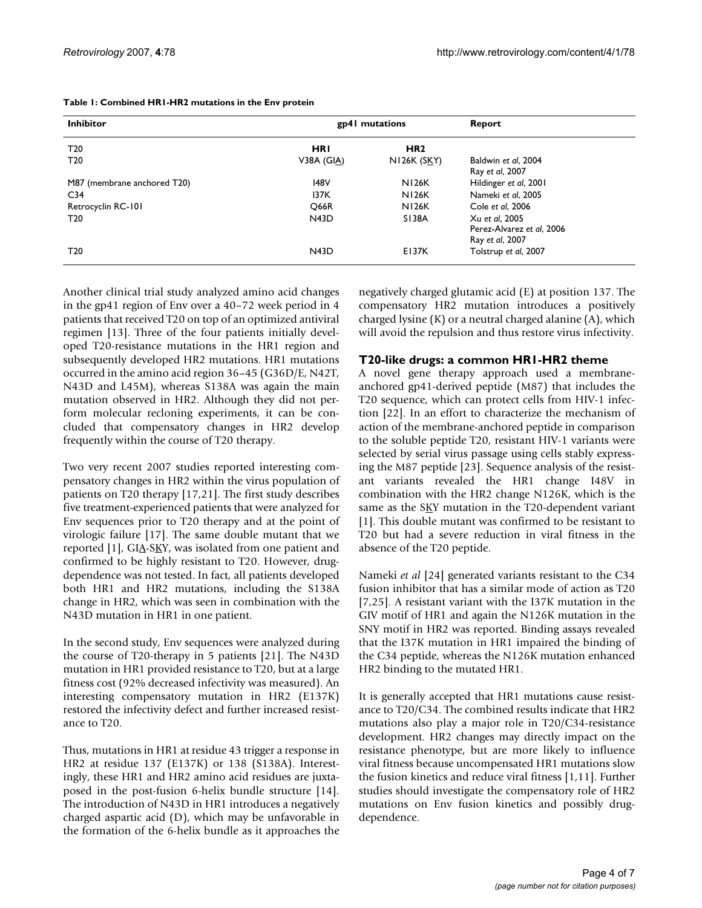**Table 1: Combined HR1-HR2 mutations in the Env protein**

| Inhibitor | gp41 mutations | | Report |
|---|---|---|---|
| T20 | **HR1** | **HR2** | |
| T20 | V38A (GIA) | N126K (SKY) | Baldwin *et al*, 2004<br>Ray *et al*, 2007 |
| M87 (membrane anchored T20) | I48V | N126K | Hildinger *et al*, 2001 |
| C34 | I37K | N126K | Nameki *et al*, 2005 |
| Retrocyclin RC-101 | Q66R | N126K | Cole *et al*, 2006 |
| T20 | N43D | S138A | Xu *et al*, 2005<br>Perez-Alvarez *et al*, 2006<br>Ray *et al*, 2007 |
| T20 | N43D | E137K | Tolstrup *et al*, 2007 |

Another clinical trial study analyzed amino acid changes in the gp41 region of Env over a 40–72 week period in 4 patients that received T20 on top of an optimized antiviral regimen [13]. Three of the four patients initially developed T20-resistance mutations in the HR1 region and subsequently developed HR2 mutations. HR1 mutations occurred in the amino acid region 36–45 (G36D/E, N42T, N43D and L45M), whereas S138A was again the main mutation observed in HR2. Although they did not perform molecular recloning experiments, it can be concluded that compensatory changes in HR2 develop frequently within the course of T20 therapy.

Two very recent 2007 studies reported interesting compensatory changes in HR2 within the virus population of patients on T20 therapy [17,21]. The first study describes five treatment-experienced patients that were analyzed for Env sequences prior to T20 therapy and at the point of virologic failure [17]. The same double mutant that we reported [1], GIA-SKY, was isolated from one patient and confirmed to be highly resistant to T20. However, drug-dependence was not tested. In fact, all patients developed both HR1 and HR2 mutations, including the S138A change in HR2, which was seen in combination with the N43D mutation in HR1 in one patient.

In the second study, Env sequences were analyzed during the course of T20-therapy in 5 patients [21]. The N43D mutation in HR1 provided resistance to T20, but at a large fitness cost (92% decreased infectivity was measured). An interesting compensatory mutation in HR2 (E137K) restored the infectivity defect and further increased resistance to T20.

Thus, mutations in HR1 at residue 43 trigger a response in HR2 at residue 137 (E137K) or 138 (S138A). Interestingly, these HR1 and HR2 amino acid residues are juxtaposed in the post-fusion 6-helix bundle structure [14]. The introduction of N43D in HR1 introduces a negatively charged aspartic acid (D), which may be unfavorable in the formation of the 6-helix bundle as it approaches the negatively charged glutamic acid (E) at position 137. The compensatory HR2 mutation introduces a positively charged lysine (K) or a neutral charged alanine (A), which will avoid the repulsion and thus restore virus infectivity.

## T20-like drugs: a common HR1-HR2 theme

A novel gene therapy approach used a membrane-anchored gp41-derived peptide (M87) that includes the T20 sequence, which can protect cells from HIV-1 infection [22]. In an effort to characterize the mechanism of action of the membrane-anchored peptide in comparison to the soluble peptide T20, resistant HIV-1 variants were selected by serial virus passage using cells stably expressing the M87 peptide [23]. Sequence analysis of the resistant variants revealed the HR1 change I48V in combination with the HR2 change N126K, which is the same as the SKY mutation in the T20-dependent variant [1]. This double mutant was confirmed to be resistant to T20 but had a severe reduction in viral fitness in the absence of the T20 peptide.

Nameki *et al* [24] generated variants resistant to the C34 fusion inhibitor that has a similar mode of action as T20 [7,25]. A resistant variant with the I37K mutation in the GIV motif of HR1 and again the N126K mutation in the SNY motif in HR2 was reported. Binding assays revealed that the I37K mutation in HR1 impaired the binding of the C34 peptide, whereas the N126K mutation enhanced HR2 binding to the mutated HR1.

It is generally accepted that HR1 mutations cause resistance to T20/C34. The combined results indicate that HR2 mutations also play a major role in T20/C34-resistance development. HR2 changes may directly impact on the resistance phenotype, but are more likely to influence viral fitness because uncompensated HR1 mutations slow the fusion kinetics and reduce viral fitness [1,11]. Further studies should investigate the compensatory role of HR2 mutations on Env fusion kinetics and possibly drug-dependence.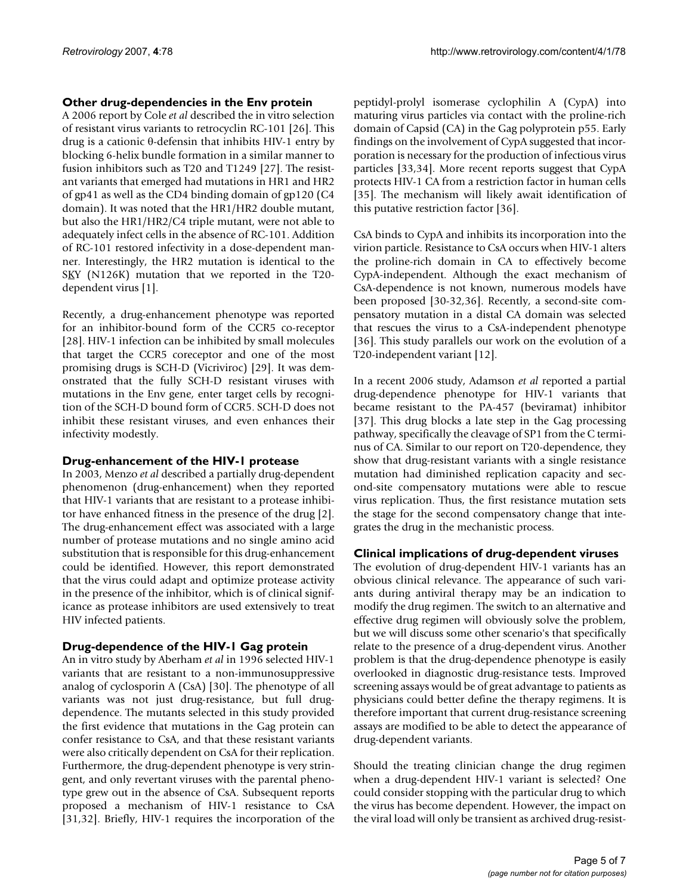### Other drug-dependencies in the Env protein

A 2006 report by Cole *et al* described the in vitro selection of resistant virus variants to retrocyclin RC-101 [26]. This drug is a cationic θ-defensin that inhibits HIV-1 entry by blocking 6-helix bundle formation in a similar manner to fusion inhibitors such as T20 and T1249 [27]. The resistant variants that emerged had mutations in HR1 and HR2 of gp41 as well as the CD4 binding domain of gp120 (C4 domain). It was noted that the HR1/HR2 double mutant, but also the HR1/HR2/C4 triple mutant, were not able to adequately infect cells in the absence of RC-101. Addition of RC-101 restored infectivity in a dose-dependent manner. Interestingly, the HR2 mutation is identical to the SKY (N126K) mutation that we reported in the T20-dependent virus [1].

Recently, a drug-enhancement phenotype was reported for an inhibitor-bound form of the CCR5 co-receptor [28]. HIV-1 infection can be inhibited by small molecules that target the CCR5 coreceptor and one of the most promising drugs is SCH-D (Vicriviroc) [29]. It was demonstrated that the fully SCH-D resistant viruses with mutations in the Env gene, enter target cells by recognition of the SCH-D bound form of CCR5. SCH-D does not inhibit these resistant viruses, and even enhances their infectivity modestly.

### Drug-enhancement of the HIV-1 protease

In 2003, Menzo *et al* described a partially drug-dependent phenomenon (drug-enhancement) when they reported that HIV-1 variants that are resistant to a protease inhibitor have enhanced fitness in the presence of the drug [2]. The drug-enhancement effect was associated with a large number of protease mutations and no single amino acid substitution that is responsible for this drug-enhancement could be identified. However, this report demonstrated that the virus could adapt and optimize protease activity in the presence of the inhibitor, which is of clinical significance as protease inhibitors are used extensively to treat HIV infected patients.

### Drug-dependence of the HIV-1 Gag protein

An in vitro study by Aberham *et al* in 1996 selected HIV-1 variants that are resistant to a non-immunosuppressive analog of cyclosporin A (CsA) [30]. The phenotype of all variants was not just drug-resistance, but full drug-dependence. The mutants selected in this study provided the first evidence that mutations in the Gag protein can confer resistance to CsA, and that these resistant variants were also critically dependent on CsA for their replication. Furthermore, the drug-dependent phenotype is very stringent, and only revertant viruses with the parental phenotype grew out in the absence of CsA. Subsequent reports proposed a mechanism of HIV-1 resistance to CsA [31,32]. Briefly, HIV-1 requires the incorporation of the peptidyl-prolyl isomerase cyclophilin A (CypA) into maturing virus particles via contact with the proline-rich domain of Capsid (CA) in the Gag polyprotein p55. Early findings on the involvement of CypA suggested that incorporation is necessary for the production of infectious virus particles [33,34]. More recent reports suggest that CypA protects HIV-1 CA from a restriction factor in human cells [35]. The mechanism will likely await identification of this putative restriction factor [36].

CsA binds to CypA and inhibits its incorporation into the virion particle. Resistance to CsA occurs when HIV-1 alters the proline-rich domain in CA to effectively become CypA-independent. Although the exact mechanism of CsA-dependence is not known, numerous models have been proposed [30-32,36]. Recently, a second-site compensatory mutation in a distal CA domain was selected that rescues the virus to a CsA-independent phenotype [36]. This study parallels our work on the evolution of a T20-independent variant [12].

In a recent 2006 study, Adamson *et al* reported a partial drug-dependence phenotype for HIV-1 variants that became resistant to the PA-457 (beviramat) inhibitor [37]. This drug blocks a late step in the Gag processing pathway, specifically the cleavage of SP1 from the C terminus of CA. Similar to our report on T20-dependence, they show that drug-resistant variants with a single resistance mutation had diminished replication capacity and second-site compensatory mutations were able to rescue virus replication. Thus, the first resistance mutation sets the stage for the second compensatory change that integrates the drug in the mechanistic process.

### Clinical implications of drug-dependent viruses

The evolution of drug-dependent HIV-1 variants has an obvious clinical relevance. The appearance of such variants during antiviral therapy may be an indication to modify the drug regimen. The switch to an alternative and effective drug regimen will obviously solve the problem, but we will discuss some other scenario's that specifically relate to the presence of a drug-dependent virus. Another problem is that the drug-dependence phenotype is easily overlooked in diagnostic drug-resistance tests. Improved screening assays would be of great advantage to patients as physicians could better define the therapy regimens. It is therefore important that current drug-resistance screening assays are modified to be able to detect the appearance of drug-dependent variants.

Should the treating clinician change the drug regimen when a drug-dependent HIV-1 variant is selected? One could consider stopping with the particular drug to which the virus has become dependent. However, the impact on the viral load will only be transient as archived drug-resist-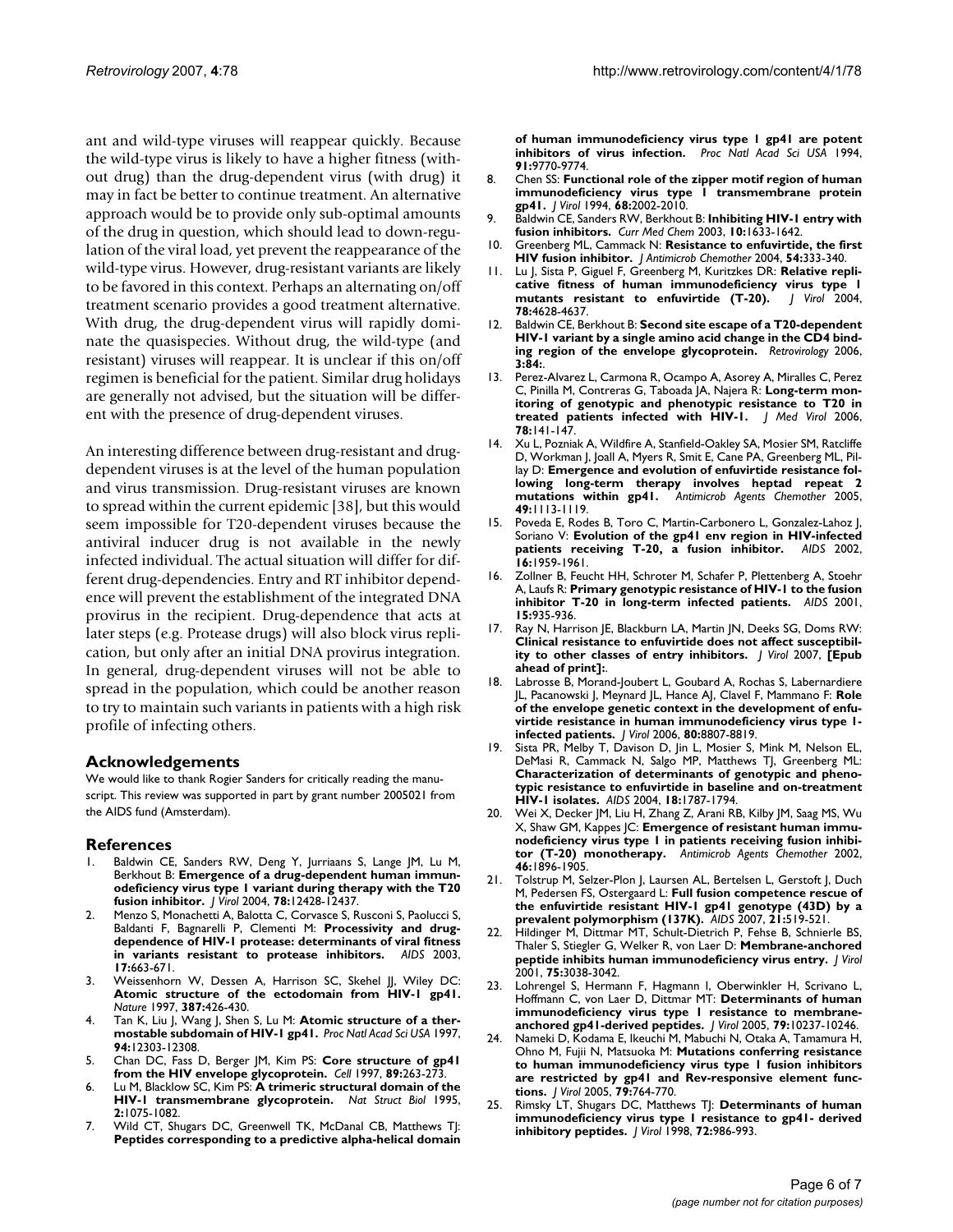ant and wild-type viruses will reappear quickly. Because the wild-type virus is likely to have a higher fitness (without drug) than the drug-dependent virus (with drug) it may in fact be better to continue treatment. An alternative approach would be to provide only sub-optimal amounts of the drug in question, which should lead to down-regulation of the viral load, yet prevent the reappearance of the wild-type virus. However, drug-resistant variants are likely to be favored in this context. Perhaps an alternating on/off treatment scenario provides a good treatment alternative. With drug, the drug-dependent virus will rapidly dominate the quasispecies. Without drug, the wild-type (and resistant) viruses will reappear. It is unclear if this on/off regimen is beneficial for the patient. Similar drug holidays are generally not advised, but the situation will be different with the presence of drug-dependent viruses.

An interesting difference between drug-resistant and drug-dependent viruses is at the level of the human population and virus transmission. Drug-resistant viruses are known to spread within the current epidemic [38], but this would seem impossible for T20-dependent viruses because the antiviral inducer drug is not available in the newly infected individual. The actual situation will differ for different drug-dependencies. Entry and RT inhibitor dependence will prevent the establishment of the integrated DNA provirus in the recipient. Drug-dependence that acts at later steps (e.g. Protease drugs) will also block virus replication, but only after an initial DNA provirus integration. In general, drug-dependent viruses will not be able to spread in the population, which could be another reason to try to maintain such variants in patients with a high risk profile of infecting others.

## Acknowledgements

We would like to thank Rogier Sanders for critically reading the manuscript. This review was supported in part by grant number 2005021 from the AIDS fund (Amsterdam).

## References

1. Baldwin CE, Sanders RW, Deng Y, Jurriaans S, Lange JM, Lu M, Berkhout B: **Emergence of a drug-dependent human immunodeficiency virus type 1 variant during therapy with the T20 fusion inhibitor.** *J Virol* 2004, **78:**12428-12437.
2. Menzo S, Monachetti A, Balotta C, Corvasce S, Rusconi S, Paolucci S, Baldanti F, Bagnarelli P, Clementi M: **Processivity and drug-dependence of HIV-1 protease: determinants of viral fitness in variants resistant to protease inhibitors.** *AIDS* 2003, **17:**663-671.
3. Weissenhorn W, Dessen A, Harrison SC, Skehel JJ, Wiley DC: **Atomic structure of the ectodomain from HIV-1 gp41.** *Nature* 1997, **387:**426-430.
4. Tan K, Liu J, Wang J, Shen S, Lu M: **Atomic structure of a thermostable subdomain of HIV-1 gp41.** *Proc Natl Acad Sci USA* 1997, **94:**12303-12308.
5. Chan DC, Fass D, Berger JM, Kim PS: **Core structure of gp41 from the HIV envelope glycoprotein.** *Cell* 1997, **89:**263-273.
6. Lu M, Blacklow SC, Kim PS: **A trimeric structural domain of the HIV-1 transmembrane glycoprotein.** *Nat Struct Biol* 1995, **2:**1075-1082.
7. Wild CT, Shugars DC, Greenwell TK, McDanal CB, Matthews TJ: **Peptides corresponding to a predictive alpha-helical domain of human immunodeficiency virus type 1 gp41 are potent inhibitors of virus infection.** *Proc Natl Acad Sci USA* 1994, **91:**9770-9774.
8. Chen SS: **Functional role of the zipper motif region of human immunodeficiency virus type 1 transmembrane protein gp41.** *J Virol* 1994, **68:**2002-2010.
9. Baldwin CE, Sanders RW, Berkhout B: **Inhibiting HIV-1 entry with fusion inhibitors.** *Curr Med Chem* 2003, **10:**1633-1642.
10. Greenberg ML, Cammack N: **Resistance to enfuvirtide, the first HIV fusion inhibitor.** *J Antimicrob Chemother* 2004, **54:**333-340.
11. Lu J, Sista P, Giguel F, Greenberg M, Kuritzkes DR: **Relative replicative fitness of human immunodeficiency virus type 1 mutants resistant to enfuvirtide (T-20).** *J Virol* 2004, **78:**4628-4637.
12. Baldwin CE, Berkhout B: **Second site escape of a T20-dependent HIV-1 variant by a single amino acid change in the CD4 binding region of the envelope glycoprotein.** *Retrovirology* 2006, **3:**84:.
13. Perez-Alvarez L, Carmona R, Ocampo A, Asorey A, Miralles C, Perez C, Pinilla M, Contreras G, Taboada JA, Najera R: **Long-term monitoring of genotypic and phenotypic resistance to T20 in treated patients infected with HIV-1.** *J Med Virol* 2006, **78:**141-147.
14. Xu L, Pozniak A, Wildfire A, Stanfield-Oakley SA, Mosier SM, Ratcliffe D, Workman J, Joall A, Myers R, Smit E, Cane PA, Greenberg ML, Pillay D: **Emergence and evolution of enfuvirtide resistance following long-term therapy involves heptad repeat 2 mutations within gp41.** *Antimicrob Agents Chemother* 2005, **49:**1113-1119.
15. Poveda E, Rodes B, Toro C, Martin-Carbonero L, Gonzalez-Lahoz J, Soriano V: **Evolution of the gp41 env region in HIV-infected patients receiving T-20, a fusion inhibitor.** *AIDS* 2002, **16:**1959-1961.
16. Zollner B, Feucht HH, Schroter M, Schafer P, Plettenberg A, Stoehr A, Laufs R: **Primary genotypic resistance of HIV-1 to the fusion inhibitor T-20 in long-term infected patients.** *AIDS* 2001, **15:**935-936.
17. Ray N, Harrison JE, Blackburn LA, Martin JN, Deeks SG, Doms RW: **Clinical resistance to enfuvirtide does not affect susceptibility to other classes of entry inhibitors.** *J Virol* 2007, **[Epub ahead of print]:**.
18. Labrosse B, Morand-Joubert L, Goubard A, Rochas S, Labernardiere JL, Pacanowski J, Meynard JL, Hance AJ, Clavel F, Mammano F: **Role of the envelope genetic context in the development of enfuvirtide resistance in human immunodeficiency virus type 1-infected patients.** *J Virol* 2006, **80:**8807-8819.
19. Sista PR, Melby T, Davison D, Jin L, Mosier S, Mink M, Nelson EL, DeMasi R, Cammack N, Salgo MP, Matthews TJ, Greenberg ML: **Characterization of determinants of genotypic and phenotypic resistance to enfuvirtide in baseline and on-treatment HIV-1 isolates.** *AIDS* 2004, **18:**1787-1794.
20. Wei X, Decker JM, Liu H, Zhang Z, Arani RB, Kilby JM, Saag MS, Wu X, Shaw GM, Kappes JC: **Emergence of resistant human immunodeficiency virus type 1 in patients receiving fusion inhibitor (T-20) monotherapy.** *Antimicrob Agents Chemother* 2002, **46:**1896-1905.
21. Tolstrup M, Selzer-Plon J, Laursen AL, Bertelsen L, Gerstoft J, Duch M, Pedersen FS, Ostergaard L: **Full fusion competence rescue of the enfuvirtide resistant HIV-1 gp41 genotype (43D) by a prevalent polymorphism (137K).** *AIDS* 2007, **21:**519-521.
22. Hildinger M, Dittmar MT, Schult-Dietrich P, Fehse B, Schnierle BS, Thaler S, Stiegler G, Welker R, von Laer D: **Membrane-anchored peptide inhibits human immunodeficiency virus entry.** *J Virol* 2001, **75:**3038-3042.
23. Lohrengel S, Hermann F, Hagmann I, Oberwinkler H, Scrivano L, Hoffmann C, von Laer D, Dittmar MT: **Determinants of human immunodeficiency virus type 1 resistance to membrane-anchored gp41-derived peptides.** *J Virol* 2005, **79:**10237-10246.
24. Nameki D, Kodama E, Ikeuchi M, Mabuchi N, Otaka A, Tamamura H, Ohno M, Fujii N, Matsuoka M: **Mutations conferring resistance to human immunodeficiency virus type 1 fusion inhibitors are restricted by gp41 and Rev-responsive element functions.** *J Virol* 2005, **79:**764-770.
25. Rimsky LT, Shugars DC, Matthews TJ: **Determinants of human immunodeficiency virus type 1 resistance to gp41- derived inhibitory peptides.** *J Virol* 1998, **72:**986-993.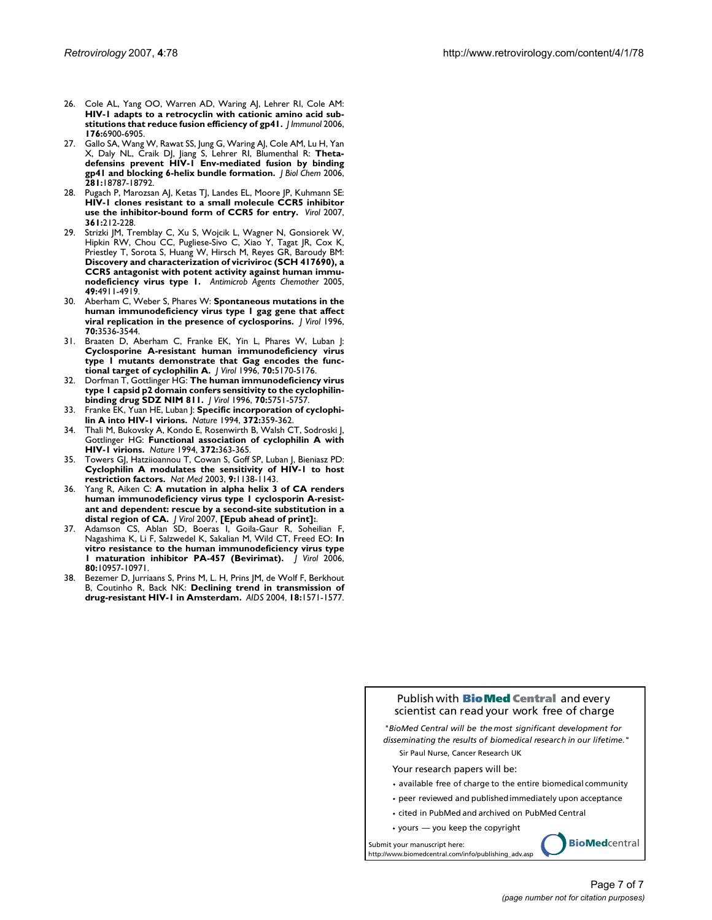26. Cole AL, Yang OO, Warren AD, Waring AJ, Lehrer RI, Cole AM: **HIV-1 adapts to a retrocyclin with cationic amino acid substitutions that reduce fusion efficiency of gp41.** *J Immunol* 2006, **176:**6900-6905.
27. Gallo SA, Wang W, Rawat SS, Jung G, Waring AJ, Cole AM, Lu H, Yan X, Daly NL, Craik DJ, Jiang S, Lehrer RI, Blumenthal R: **Theta-defensins prevent HIV-1 Env-mediated fusion by binding gp41 and blocking 6-helix bundle formation.** *J Biol Chem* 2006, **281:**18787-18792.
28. Pugach P, Marozsan AJ, Ketas TJ, Landes EL, Moore JP, Kuhmann SE: **HIV-1 clones resistant to a small molecule CCR5 inhibitor use the inhibitor-bound form of CCR5 for entry.** *Virol* 2007, **361:**212-228.
29. Strizki JM, Tremblay C, Xu S, Wojcik L, Wagner N, Gonsiorek W, Hipkin RW, Chou CC, Pugliese-Sivo C, Xiao Y, Tagat JR, Cox K, Priestley T, Sorota S, Huang W, Hirsch M, Reyes GR, Baroudy BM: **Discovery and characterization of vicriviroc (SCH 417690), a CCR5 antagonist with potent activity against human immunodeficiency virus type 1.** *Antimicrob Agents Chemother* 2005, **49:**4911-4919.
30. Aberham C, Weber S, Phares W: **Spontaneous mutations in the human immunodeficiency virus type 1 gag gene that affect viral replication in the presence of cyclosporins.** *J Virol* 1996, **70:**3536-3544.
31. Braaten D, Aberham C, Franke EK, Yin L, Phares W, Luban J: **Cyclosporine A-resistant human immunodeficiency virus type 1 mutants demonstrate that Gag encodes the functional target of cyclophilin A.** *J Virol* 1996, **70:**5170-5176.
32. Dorfman T, Gottlinger HG: **The human immunodeficiency virus type 1 capsid p2 domain confers sensitivity to the cyclophilin-binding drug SDZ NIM 811.** *J Virol* 1996, **70:**5751-5757.
33. Franke EK, Yuan HE, Luban J: **Specific incorporation of cyclophilin A into HIV-1 virions.** *Nature* 1994, **372:**359-362.
34. Thali M, Bukovsky A, Kondo E, Rosenwirth B, Walsh CT, Sodroski J, Gottlinger HG: **Functional association of cyclophilin A with HIV-1 virions.** *Nature* 1994, **372:**363-365.
35. Towers GJ, Hatziioannou T, Cowan S, Goff SP, Luban J, Bieniasz PD: **Cyclophilin A modulates the sensitivity of HIV-1 to host restriction factors.** *Nat Med* 2003, **9:**1138-1143.
36. Yang R, Aiken C: **A mutation in alpha helix 3 of CA renders human immunodeficiency virus type 1 cyclosporin A-resistant and dependent: rescue by a second-site substitution in a distal region of CA.** *J Virol* 2007, **[Epub ahead of print]:**.
37. Adamson CS, Ablan SD, Boeras I, Goila-Gaur R, Soheilian F, Nagashima K, Li F, Salzwedel K, Sakalian M, Wild CT, Freed EO: **In vitro resistance to the human immunodeficiency virus type 1 maturation inhibitor PA-457 (Bevirimat).** *J Virol* 2006, **80:**10957-10971.
38. Bezemer D, Jurriaans S, Prins M, L. H, Prins JM, de Wolf F, Berkhout B, Coutinho R, Back NK: **Declining trend in transmission of drug-resistant HIV-1 in Amsterdam.** *AIDS* 2004, **18:**1571-1577.

Publish with **BioMed Central** and every scientist can read your work free of charge

*"BioMed Central will be the most significant development for disseminating the results of biomedical research in our lifetime."*

Sir Paul Nurse, Cancer Research UK

Your research papers will be:

- available free of charge to the entire biomedical community
- peer reviewed and published immediately upon acceptance
- cited in PubMed and archived on PubMed Central
- yours — you keep the copyright

Submit your manuscript here:
http://www.biomedcentral.com/info/publishing_adv.asp

**BioMed**central